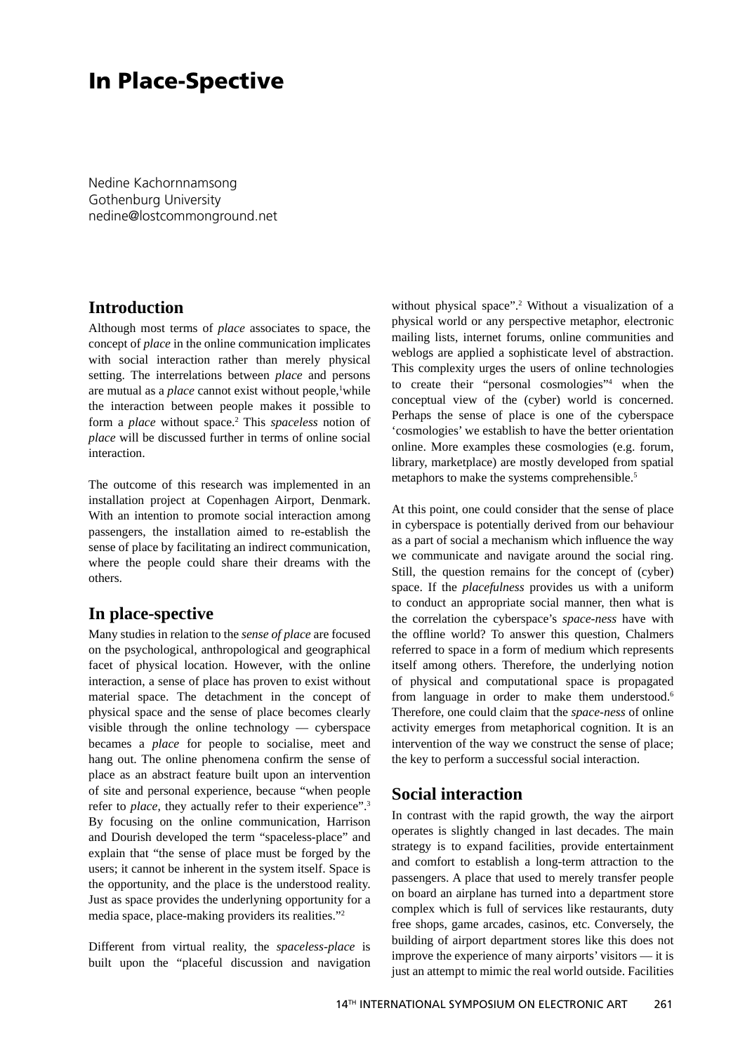# In Place-Spective

Nedine Kachornnamsong
Gothenburg University
nedine@lostcommonground.net

## Introduction

Although most terms of *place* associates to space, the concept of *place* in the online communication implicates with social interaction rather than merely physical setting. The interrelations between *place* and persons are mutual as a *place* cannot exist without people,[1]while the interaction between people makes it possible to form a *place* without space.[2] This *spaceless* notion of *place* will be discussed further in terms of online social interaction.

The outcome of this research was implemented in an installation project at Copenhagen Airport, Denmark. With an intention to promote social interaction among passengers, the installation aimed to re-establish the sense of place by facilitating an indirect communication, where the people could share their dreams with the others.

## In place-spective

Many studies in relation to the *sense of place* are focused on the psychological, anthropological and geographical facet of physical location. However, with the online interaction, a sense of place has proven to exist without material space. The detachment in the concept of physical space and the sense of place becomes clearly visible through the online technology — cyberspace becames a *place* for people to socialise, meet and hang out. The online phenomena confirm the sense of place as an abstract feature built upon an intervention of site and personal experience, because "when people refer to *place*, they actually refer to their experience".[3] By focusing on the online communication, Harrison and Dourish developed the term "spaceless-place" and explain that "the sense of place must be forged by the users; it cannot be inherent in the system itself. Space is the opportunity, and the place is the understood reality. Just as space provides the underlyning opportunity for a media space, place-making providers its realities."[2]

Different from virtual reality, the *spaceless-place* is built upon the "placeful discussion and navigation without physical space".[2] Without a visualization of a physical world or any perspective metaphor, electronic mailing lists, internet forums, online communities and weblogs are applied a sophisticate level of abstraction. This complexity urges the users of online technologies to create their "personal cosmologies"[4] when the conceptual view of the (cyber) world is concerned. Perhaps the sense of place is one of the cyberspace 'cosmologies' we establish to have the better orientation online. More examples these cosmologies (e.g. forum, library, marketplace) are mostly developed from spatial metaphors to make the systems comprehensible.[5]

At this point, one could consider that the sense of place in cyberspace is potentially derived from our behaviour as a part of social a mechanism which influence the way we communicate and navigate around the social ring. Still, the question remains for the concept of (cyber) space. If the *placefulness* provides us with a uniform to conduct an appropriate social manner, then what is the correlation the cyberspace's *space-ness* have with the offline world? To answer this question, Chalmers referred to space in a form of medium which represents itself among others. Therefore, the underlying notion of physical and computational space is propagated from language in order to make them understood.[6] Therefore, one could claim that the *space-ness* of online activity emerges from metaphorical cognition. It is an intervention of the way we construct the sense of place; the key to perform a successful social interaction.

## Social interaction

In contrast with the rapid growth, the way the airport operates is slightly changed in last decades. The main strategy is to expand facilities, provide entertainment and comfort to establish a long-term attraction to the passengers. A place that used to merely transfer people on board an airplane has turned into a department store complex which is full of services like restaurants, duty free shops, game arcades, casinos, etc. Conversely, the building of airport department stores like this does not improve the experience of many airports' visitors — it is just an attempt to mimic the real world outside. Facilities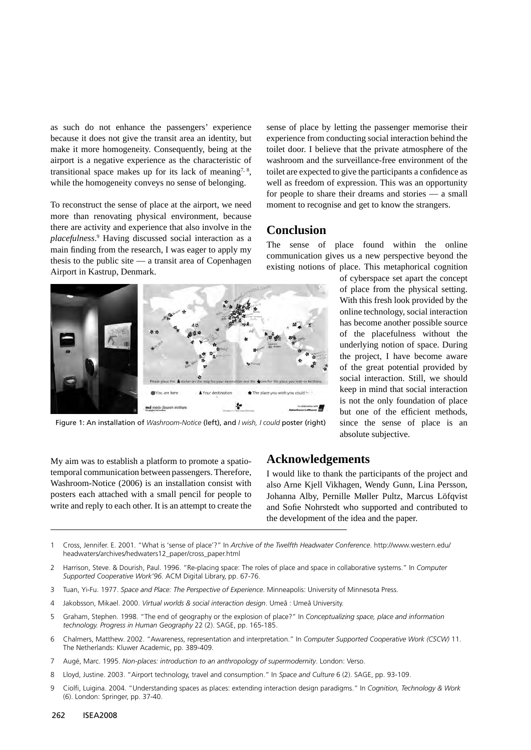as such do not enhance the passengers' experience because it does not give the transit area an identity, but make it more homogeneity. Consequently, being at the airport is a negative experience as the characteristic of transitional space makes up for its lack of meaning[7, 8], while the homogeneity conveys no sense of belonging.

To reconstruct the sense of place at the airport, we need more than renovating physical environment, because there are activity and experience that also involve in the *placefulness*.[9] Having discussed social interaction as a main finding from the research, I was eager to apply my thesis to the public site — a transit area of Copenhagen Airport in Kastrup, Denmark.

Figure 1: An installation of *Washroom-Notice* (left), and *I wish, I could* poster (right)

My aim was to establish a platform to promote a spatio-temporal communication between passengers. Therefore, Washroom-Notice (2006) is an installation consist with posters each attached with a small pencil for people to write and reply to each other. It is an attempt to create the sense of place by letting the passenger memorise their experience from conducting social interaction behind the toilet door. I believe that the private atmosphere of the washroom and the surveillance-free environment of the toilet are expected to give the participants a confidence as well as freedom of expression. This was an opportunity for people to share their dreams and stories — a small moment to recognise and get to know the strangers.

## Conclusion

The sense of place found within the online communication gives us a new perspective beyond the existing notions of place. This metaphorical cognition of cyberspace set apart the concept of place from the physical setting. With this fresh look provided by the online technology, social interaction has become another possible source of the placefulness without the underlying notion of space. During the project, I have become aware of the great potential provided by social interaction. Still, we should keep in mind that social interaction is not the only foundation of place but one of the efficient methods, since the sense of place is an absolute subjective.

## Acknowledgements

I would like to thank the participants of the project and also Arne Kjell Vikhagen, Wendy Gunn, Lina Persson, Johanna Alby, Pernille Møller Pultz, Marcus Löfqvist and Sofie Nohrstedt who supported and contributed to the development of the idea and the paper.

---

1 Cross, Jennifer. E. 2001. "What is 'sense of place'?" In *Archive of the Twelfth Headwater Conference*. http://www.western.edu/headwaters/archives/hedwaters12_paper/cross_paper.html

2 Harrison, Steve. & Dourish, Paul. 1996. "Re-placing space: The roles of place and space in collaborative systems." In *Computer Supported Cooperative Work'96*. ACM Digital Library, pp. 67-76.

3 Tuan, Yi-Fu. 1977. *Space and Place: The Perspective of Experience*. Minneapolis: University of Minnesota Press.

4 Jakobsson, Mikael. 2000. *Virtual worlds & social interaction design*. Umeå : Umeå University.

5 Graham, Stephen. 1998. "The end of geography or the explosion of place?" In *Conceptualizing space, place and information technology. Progress in Human Geography* 22 (2). SAGE, pp. 165-185.

6 Chalmers, Matthew. 2002. "Awareness, representation and interpretation." In *Computer Supported Cooperative Work (CSCW)* 11. The Netherlands: Kluwer Academic, pp. 389-409.

7 Augé, Marc. 1995. *Non-places: introduction to an anthropology of supermodernity*. London: Verso.

8 Lloyd, Justine. 2003. "Airport technology, travel and consumption." In *Space and Culture* 6 (2). SAGE, pp. 93-109.

9 Ciolfi, Luigina. 2004. "Understanding spaces as places: extending interaction design paradigms." In *Cognition, Technology & Work* (6). London: Springer, pp. 37-40.